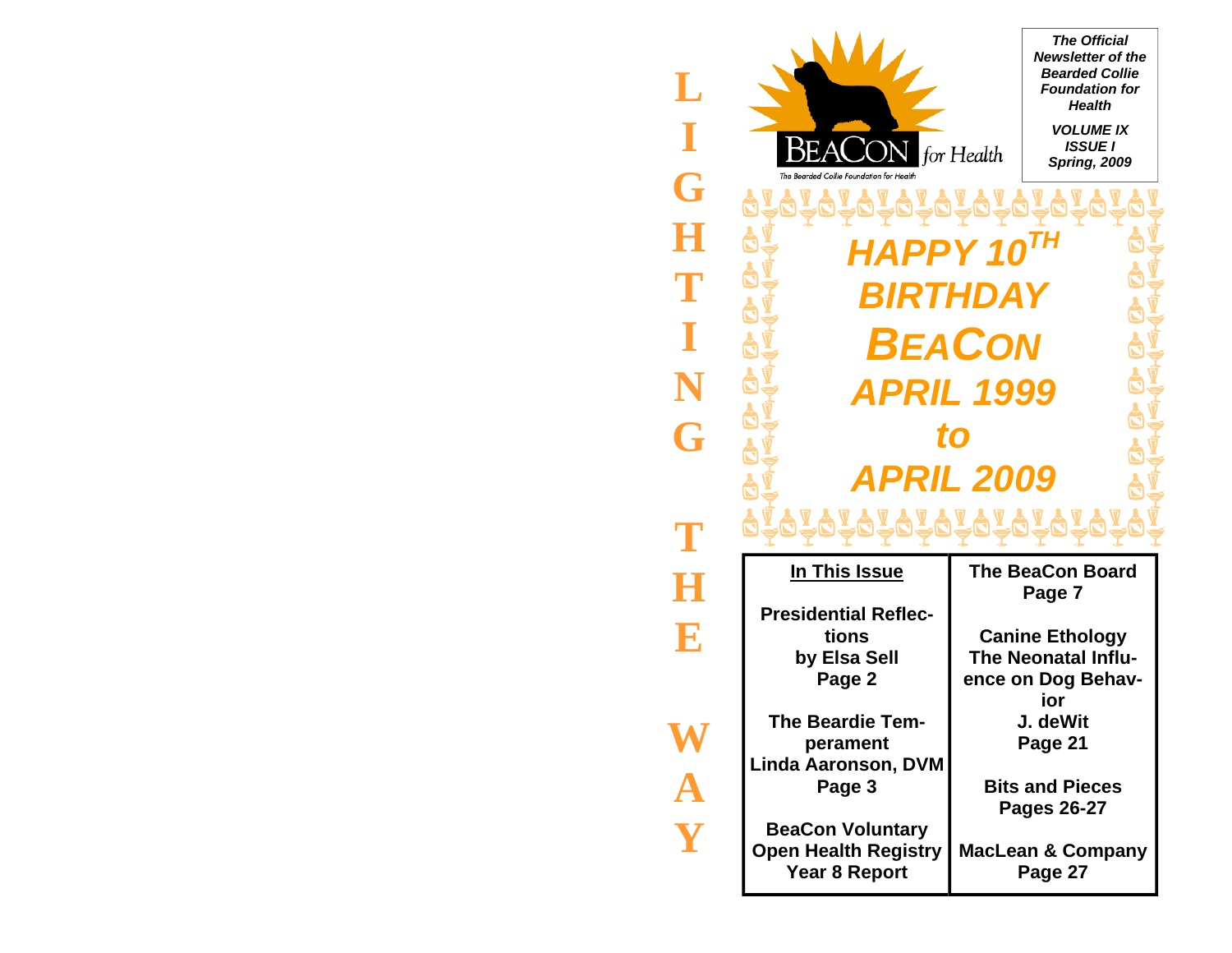**LIGHTING THE WAY**

BEACON *for Health*

The Bearded Collie Foundation for Health

***The Official Newsletter of the Bearded Collie Foundation for Health***

***VOLUME IX***
***ISSUE I***
***Spring, 2009***

# *HAPPY 10TH BIRTHDAY BEACON*

## *APRIL 1999 to APRIL 2009*

| In This Issue | |
|---|---|
| **Presidential Reflections by Elsa Sell Page 2** | **The BeaCon Board Page 7** |
| **The Beardie Temperament Linda Aaronson, DVM Page 3** | **Canine Ethology The Neonatal Influence on Dog Behavior J. deWit Page 21** |
| **BeaCon Voluntary Open Health Registry Year 8 Report** | **Bits and Pieces Pages 26-27** |
| | **MacLean & Company Page 27** |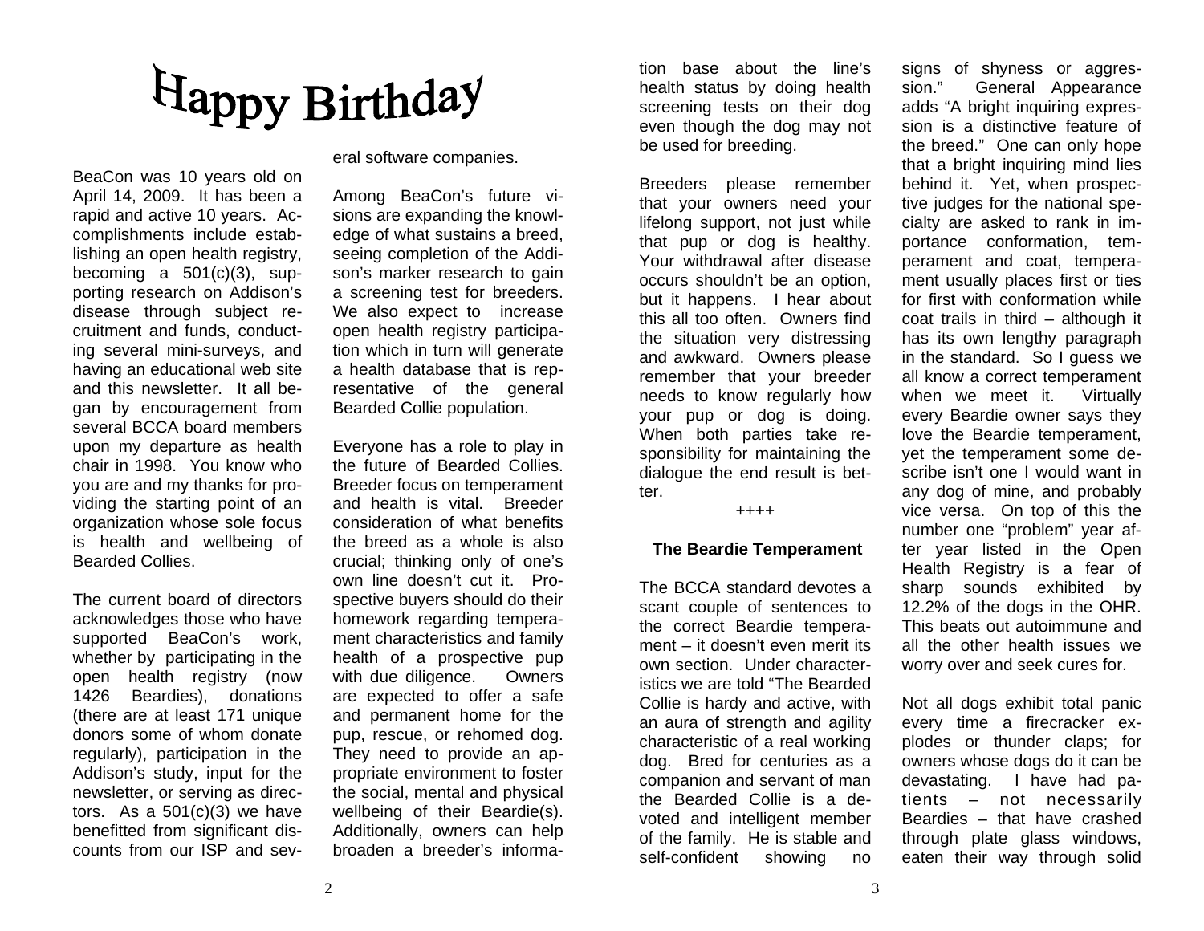# Happy Birthday

BeaCon was 10 years old on April 14, 2009. It has been a rapid and active 10 years. Accomplishments include establishing an open health registry, becoming a 501(c)(3), supporting research on Addison's disease through subject recruitment and funds, conducting several mini-surveys, and having an educational web site and this newsletter. It all began by encouragement from several BCCA board members upon my departure as health chair in 1998. You know who you are and my thanks for providing the starting point of an organization whose sole focus is health and wellbeing of Bearded Collies.

The current board of directors acknowledges those who have supported BeaCon's work, whether by participating in the open health registry (now 1426 Beardies), donations (there are at least 171 unique donors some of whom donate regularly), participation in the Addison's study, input for the newsletter, or serving as directors. As a 501(c)(3) we have benefitted from significant discounts from our ISP and several software companies.

Among BeaCon's future visions are expanding the knowledge of what sustains a breed, seeing completion of the Addison's marker research to gain a screening test for breeders. We also expect to increase open health registry participation which in turn will generate a health database that is representative of the general Bearded Collie population.

Everyone has a role to play in the future of Bearded Collies. Breeder focus on temperament and health is vital. Breeder consideration of what benefits the breed as a whole is also crucial; thinking only of one's own line doesn't cut it. Prospective buyers should do their homework regarding temperament characteristics and family health of a prospective pup with due diligence. Owners are expected to offer a safe and permanent home for the pup, rescue, or rehomed dog. They need to provide an appropriate environment to foster the social, mental and physical wellbeing of their Beardie(s). Additionally, owners can help broaden a breeder's information base about the line's health status by doing health screening tests on their dog even though the dog may not be used for breeding.

Breeders please remember that your owners need your lifelong support, not just while that pup or dog is healthy. Your withdrawal after disease occurs shouldn't be an option, but it happens. I hear about this all too often. Owners find the situation very distressing and awkward. Owners please remember that your breeder needs to know regularly how your pup or dog is doing. When both parties take responsibility for maintaining the dialogue the end result is better.

++++

### The Beardie Temperament

The BCCA standard devotes a scant couple of sentences to the correct Beardie temperament – it doesn't even merit its own section. Under characteristics we are told "The Bearded Collie is hardy and active, with an aura of strength and agility characteristic of a real working dog. Bred for centuries as a companion and servant of man the Bearded Collie is a devoted and intelligent member of the family. He is stable and self-confident showing no signs of shyness or aggression." General Appearance adds "A bright inquiring expression is a distinctive feature of the breed." One can only hope that a bright inquiring mind lies behind it. Yet, when prospective judges for the national specialty are asked to rank in importance conformation, temperament and coat, temperament usually places first or ties for first with conformation while coat trails in third – although it has its own lengthy paragraph in the standard. So I guess we all know a correct temperament when we meet it. Virtually every Beardie owner says they love the Beardie temperament, yet the temperament some describe isn't one I would want in any dog of mine, and probably vice versa. On top of this the number one "problem" year after year listed in the Open Health Registry is a fear of sharp sounds exhibited by 12.2% of the dogs in the OHR. This beats out autoimmune and all the other health issues we worry over and seek cures for.

Not all dogs exhibit total panic every time a firecracker explodes or thunder claps; for owners whose dogs do it can be devastating. I have had patients – not necessarily Beardies – that have crashed through plate glass windows, eaten their way through solid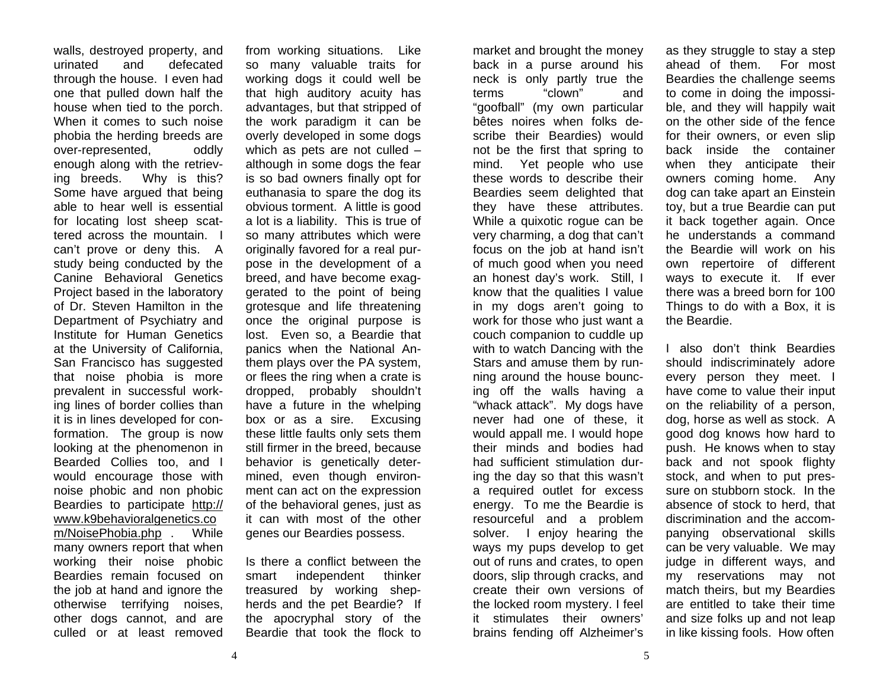walls, destroyed property, and urinated and defecated through the house. I even had one that pulled down half the house when tied to the porch. When it comes to such noise phobia the herding breeds are over-represented, oddly enough along with the retrieving breeds. Why is this? Some have argued that being able to hear well is essential for locating lost sheep scattered across the mountain. I can't prove or deny this. A study being conducted by the Canine Behavioral Genetics Project based in the laboratory of Dr. Steven Hamilton in the Department of Psychiatry and Institute for Human Genetics at the University of California, San Francisco has suggested that noise phobia is more prevalent in successful working lines of border collies than it is in lines developed for conformation. The group is now looking at the phenomenon in Bearded Collies too, and I would encourage those with noise phobic and non phobic Beardies to participate http://www.k9behavioralgenetics.com/NoisePhobia.php . While many owners report that when working their noise phobic Beardies remain focused on the job at hand and ignore the otherwise terrifying noises, other dogs cannot, and are culled or at least removed from working situations. Like so many valuable traits for working dogs it could well be that high auditory acuity has advantages, but that stripped of the work paradigm it can be overly developed in some dogs which as pets are not culled – although in some dogs the fear is so bad owners finally opt for euthanasia to spare the dog its obvious torment. A little is good a lot is a liability. This is true of so many attributes which were originally favored for a real purpose in the development of a breed, and have become exaggerated to the point of being grotesque and life threatening once the original purpose is lost. Even so, a Beardie that panics when the National Anthem plays over the PA system, or flees the ring when a crate is dropped, probably shouldn't have a future in the whelping box or as a sire. Excusing these little faults only sets them still firmer in the breed, because behavior is genetically determined, even though environment can act on the expression of the behavioral genes, just as it can with most of the other genes our Beardies possess.

Is there a conflict between the smart independent thinker treasured by working shepherds and the pet Beardie? If the apocryphal story of the Beardie that took the flock to market and brought the money back in a purse around his neck is only partly true the terms "clown" and "goofball" (my own particular bêtes noires when folks describe their Beardies) would not be the first that spring to mind. Yet people who use these words to describe their Beardies seem delighted that they have these attributes. While a quixotic rogue can be very charming, a dog that can't focus on the job at hand isn't of much good when you need an honest day's work. Still, I know that the qualities I value in my dogs aren't going to work for those who just want a couch companion to cuddle up with to watch Dancing with the Stars and amuse them by running around the house bouncing off the walls having a "whack attack". My dogs have never had one of these, it would appall me. I would hope their minds and bodies had had sufficient stimulation during the day so that this wasn't a required outlet for excess energy. To me the Beardie is resourceful and a problem solver. I enjoy hearing the ways my pups develop to get out of runs and crates, to open doors, slip through cracks, and create their own versions of the locked room mystery. I feel it stimulates their owners' brains fending off Alzheimer's as they struggle to stay a step ahead of them. For most Beardies the challenge seems to come in doing the impossible, and they will happily wait on the other side of the fence for their owners, or even slip back inside the container when they anticipate their owners coming home. Any dog can take apart an Einstein toy, but a true Beardie can put it back together again. Once he understands a command the Beardie will work on his own repertoire of different ways to execute it. If ever there was a breed born for 100 Things to do with a Box, it is the Beardie.

I also don't think Beardies should indiscriminately adore every person they meet. I have come to value their input on the reliability of a person, dog, horse as well as stock. A good dog knows how hard to push. He knows when to stay back and not spook flighty stock, and when to put pressure on stubborn stock. In the absence of stock to herd, that discrimination and the accompanying observational skills can be very valuable. We may judge in different ways, and my reservations may not match theirs, but my Beardies are entitled to take their time and size folks up and not leap in like kissing fools. How often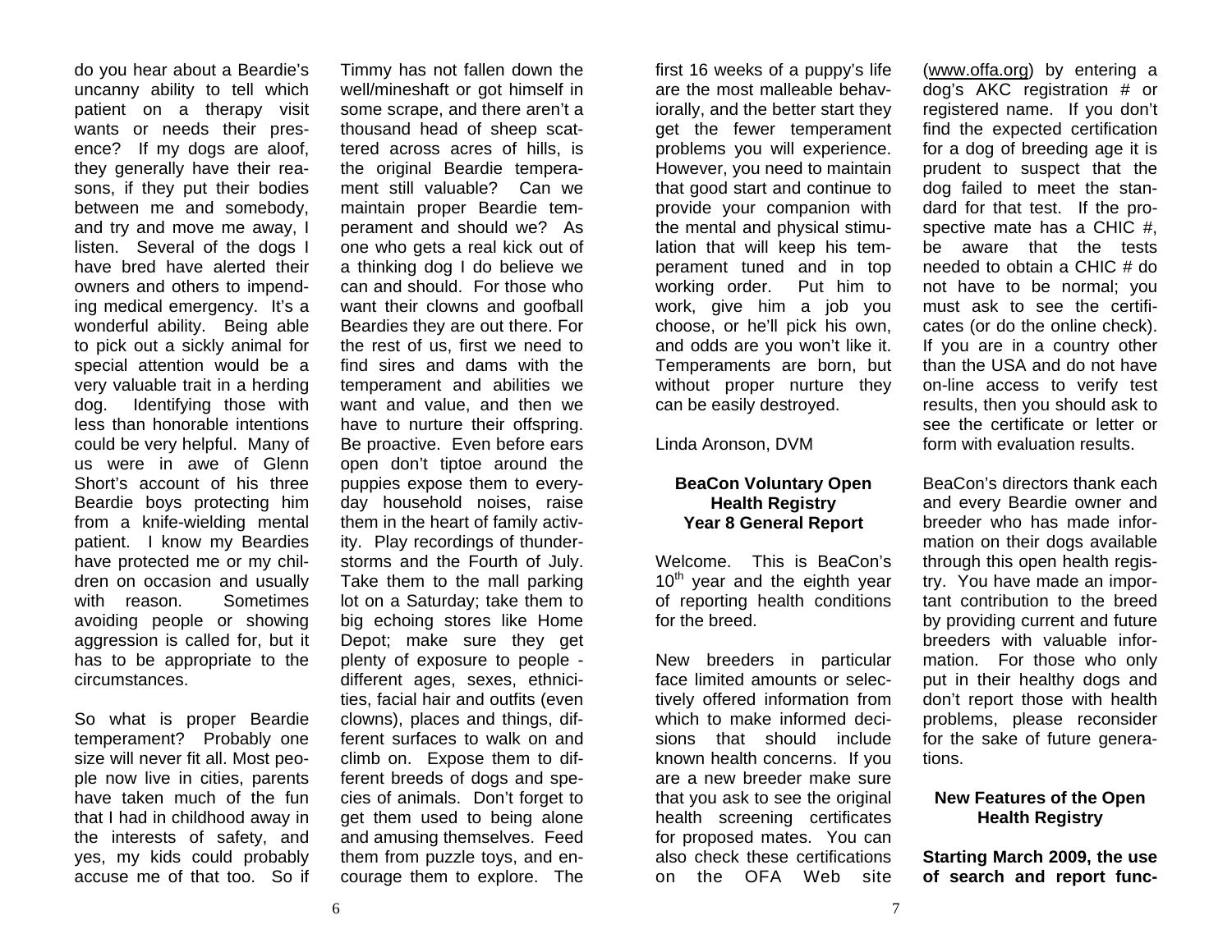do you hear about a Beardie's uncanny ability to tell which patient on a therapy visit wants or needs their presence? If my dogs are aloof, they generally have their reasons, if they put their bodies between me and somebody, and try and move me away, I listen. Several of the dogs I have bred have alerted their owners and others to impending medical emergency. It's a wonderful ability. Being able to pick out a sickly animal for special attention would be a very valuable trait in a herding dog. Identifying those with less than honorable intentions could be very helpful. Many of us were in awe of Glenn Short's account of his three Beardie boys protecting him from a knife-wielding mental patient. I know my Beardies have protected me or my children on occasion and usually with reason. Sometimes avoiding people or showing aggression is called for, but it has to be appropriate to the circumstances.

So what is proper Beardie temperament? Probably one size will never fit all. Most people now live in cities, parents have taken much of the fun that I had in childhood away in the interests of safety, and yes, my kids could probably accuse me of that too. So if Timmy has not fallen down the well/mineshaft or got himself in some scrape, and there aren't a thousand head of sheep scattered across acres of hills, is the original Beardie temperament still valuable? Can we maintain proper Beardie temperament and should we? As one who gets a real kick out of a thinking dog I do believe we can and should. For those who want their clowns and goofball Beardies they are out there. For the rest of us, first we need to find sires and dams with the temperament and abilities we want and value, and then we have to nurture their offspring. Be proactive. Even before ears open don't tiptoe around the puppies expose them to everyday household noises, raise them in the heart of family activity. Play recordings of thunderstorms and the Fourth of July. Take them to the mall parking lot on a Saturday; take them to big echoing stores like Home Depot; make sure they get plenty of exposure to people - different ages, sexes, ethnicities, facial hair and outfits (even clowns), places and things, different surfaces to walk on and climb on. Expose them to different breeds of dogs and species of animals. Don't forget to get them used to being alone and amusing themselves. Feed them from puzzle toys, and encourage them to explore. The first 16 weeks of a puppy's life are the most malleable behaviorally, and the better start they get the fewer temperament problems you will experience. However, you need to maintain that good start and continue to provide your companion with the mental and physical stimulation that will keep his temperament tuned and in top working order. Put him to work, give him a job you choose, or he'll pick his own, and odds are you won't like it. Temperaments are born, but without proper nurture they can be easily destroyed.

Linda Aronson, DVM

## BeaCon Voluntary Open Health Registry Year 8 General Report

Welcome. This is BeaCon's 10th year and the eighth year of reporting health conditions for the breed.

New breeders in particular face limited amounts or selectively offered information from which to make informed decisions that should include known health concerns. If you are a new breeder make sure that you ask to see the original health screening certificates for proposed mates. You can also check these certifications on the OFA Web site (www.offa.org) by entering a dog's AKC registration # or registered name. If you don't find the expected certification for a dog of breeding age it is prudent to suspect that the dog failed to meet the standard for that test. If the prospective mate has a CHIC #, be aware that the tests needed to obtain a CHIC # do not have to be normal; you must ask to see the certificates (or do the online check). If you are in a country other than the USA and do not have on-line access to verify test results, then you should ask to see the certificate or letter or form with evaluation results.

BeaCon's directors thank each and every Beardie owner and breeder who has made information on their dogs available through this open health registry. You have made an important contribution to the breed by providing current and future breeders with valuable information. For those who only put in their healthy dogs and don't report those with health problems, please reconsider for the sake of future generations.

### New Features of the Open Health Registry

**Starting March 2009, the use of search and report func-**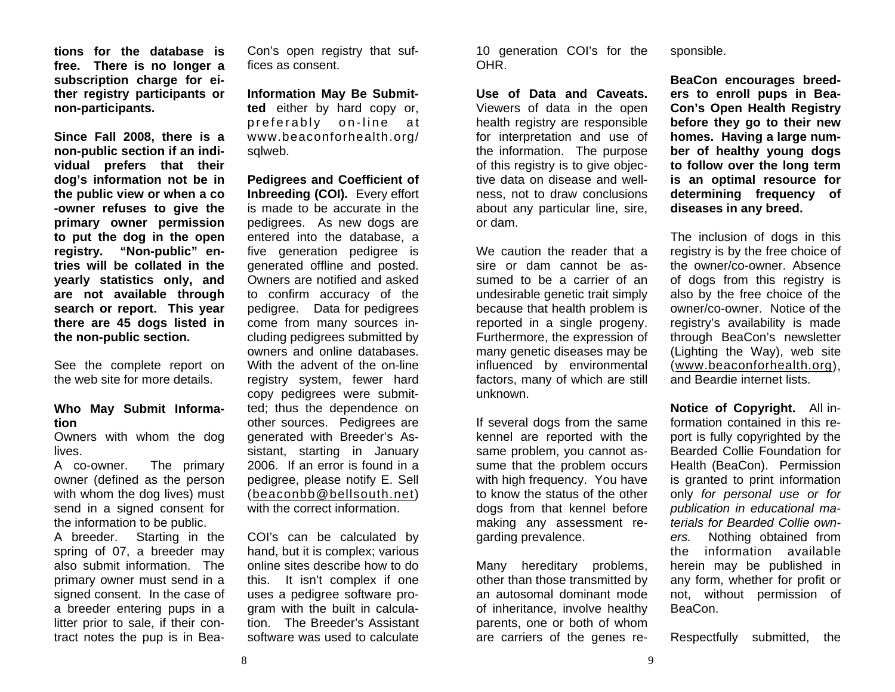**tions for the database is free. There is no longer a subscription charge for either registry participants or non-participants.**

**Since Fall 2008, there is a non-public section if an individual prefers that their dog's information not be in the public view or when a co-owner refuses to give the primary owner permission to put the dog in the open registry. "Non-public" entries will be collated in the yearly statistics only, and are not available through search or report. This year there are 45 dogs listed in the non-public section.**

See the complete report on the web site for more details.

**Who May Submit Information**

Owners with whom the dog lives.

A co-owner. The primary owner (defined as the person with whom the dog lives) must send in a signed consent for the information to be public.

A breeder. Starting in the spring of 07, a breeder may also submit information. The primary owner must send in a signed consent. In the case of a breeder entering pups in a litter prior to sale, if their contract notes the pup is in BeaCon's open registry that suffices as consent.

**Information May Be Submitted** either by hard copy or, preferably on-line at www.beaconforhealth.org/sqlweb.

**Pedigrees and Coefficient of Inbreeding (COI).** Every effort is made to be accurate in the pedigrees. As new dogs are entered into the database, a five generation pedigree is generated offline and posted. Owners are notified and asked to confirm accuracy of the pedigree. Data for pedigrees come from many sources including pedigrees submitted by owners and online databases. With the advent of the on-line registry system, fewer hard copy pedigrees were submitted; thus the dependence on other sources. Pedigrees are generated with Breeder's Assistant, starting in January 2006. If an error is found in a pedigree, please notify E. Sell (beaconbb@bellsouth.net) with the correct information.

COI's can be calculated by hand, but it is complex; various online sites describe how to do this. It isn't complex if one uses a pedigree software program with the built in calculation. The Breeder's Assistant software was used to calculate 10 generation COI's for the OHR.

**Use of Data and Caveats.** Viewers of data in the open health registry are responsible for interpretation and use of the information. The purpose of this registry is to give objective data on disease and wellness, not to draw conclusions about any particular line, sire, or dam.

We caution the reader that a sire or dam cannot be assumed to be a carrier of an undesirable genetic trait simply because that health problem is reported in a single progeny. Furthermore, the expression of many genetic diseases may be influenced by environmental factors, many of which are still unknown.

If several dogs from the same kennel are reported with the same problem, you cannot assume that the problem occurs with high frequency. You have to know the status of the other dogs from that kennel before making any assessment regarding prevalence.

Many hereditary problems, other than those transmitted by an autosomal dominant mode of inheritance, involve healthy parents, one or both of whom are carriers of the genes responsible.

**BeaCon encourages breeders to enroll pups in BeaCon's Open Health Registry before they go to their new homes. Having a large number of healthy young dogs to follow over the long term is an optimal resource for determining frequency of diseases in any breed.**

The inclusion of dogs in this registry is by the free choice of the owner/co-owner. Absence of dogs from this registry is also by the free choice of the owner/co-owner. Notice of the registry's availability is made through BeaCon's newsletter (Lighting the Way), web site (www.beaconforhealth.org), and Beardie internet lists.

**Notice of Copyright.** All information contained in this report is fully copyrighted by the Bearded Collie Foundation for Health (BeaCon). Permission is granted to print information only *for personal use or for publication in educational materials for Bearded Collie owners.* Nothing obtained from the information available herein may be published in any form, whether for profit or not, without permission of BeaCon.

Respectfully submitted, the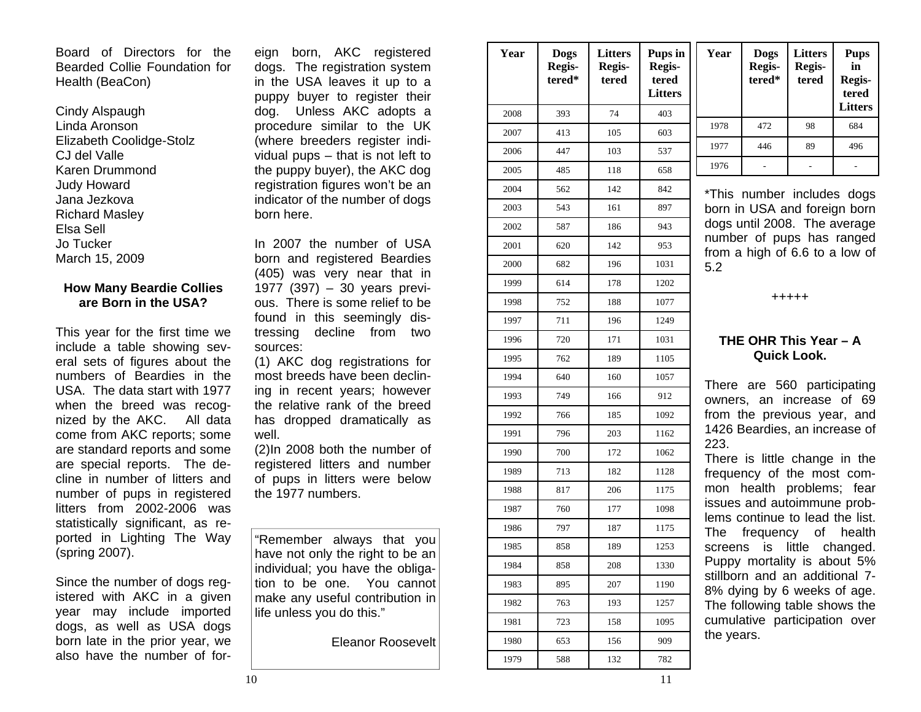Board of Directors for the Bearded Collie Foundation for Health (BeaCon)

Cindy Alspaugh
Linda Aronson
Elizabeth Coolidge-Stolz
CJ del Valle
Karen Drummond
Judy Howard
Jana Jezkova
Richard Masley
Elsa Sell
Jo Tucker
March 15, 2009

### How Many Beardie Collies are Born in the USA?

This year for the first time we include a table showing several sets of figures about the numbers of Beardies in the USA. The data start with 1977 when the breed was recognized by the AKC. All data come from AKC reports; some are standard reports and some are special reports. The decline in number of litters and number of pups in registered litters from 2002-2006 was statistically significant, as reported in Lighting The Way (spring 2007).

Since the number of dogs registered with AKC in a given year may include imported dogs, as well as USA dogs born late in the prior year, we also have the number of foreign born, AKC registered dogs. The registration system in the USA leaves it up to a puppy buyer to register their dog. Unless AKC adopts a procedure similar to the UK (where breeders register individual pups – that is not left to the puppy buyer), the AKC dog registration figures won't be an indicator of the number of dogs born here.

In 2007 the number of USA born and registered Beardies (405) was very near that in 1977 (397) – 30 years previous. There is some relief to be found in this seemingly distressing decline from two sources:
(1) AKC dog registrations for most breeds have been declining in recent years; however the relative rank of the breed has dropped dramatically as well.
(2)In 2008 both the number of registered litters and number of pups in litters were below the 1977 numbers.

"Remember always that you have not only the right to be an individual; you have the obligation to be one. You cannot make any useful contribution in life unless you do this."

Eleanor Roosevelt

| Year | Dogs Registered* | Litters Registered | Pups in Registered Litters |
|---|---|---|---|
| 2008 | 393 | 74 | 403 |
| 2007 | 413 | 105 | 603 |
| 2006 | 447 | 103 | 537 |
| 2005 | 485 | 118 | 658 |
| 2004 | 562 | 142 | 842 |
| 2003 | 543 | 161 | 897 |
| 2002 | 587 | 186 | 943 |
| 2001 | 620 | 142 | 953 |
| 2000 | 682 | 196 | 1031 |
| 1999 | 614 | 178 | 1202 |
| 1998 | 752 | 188 | 1077 |
| 1997 | 711 | 196 | 1249 |
| 1996 | 720 | 171 | 1031 |
| 1995 | 762 | 189 | 1105 |
| 1994 | 640 | 160 | 1057 |
| 1993 | 749 | 166 | 912 |
| 1992 | 766 | 185 | 1092 |
| 1991 | 796 | 203 | 1162 |
| 1990 | 700 | 172 | 1062 |
| 1989 | 713 | 182 | 1128 |
| 1988 | 817 | 206 | 1175 |
| 1987 | 760 | 177 | 1098 |
| 1986 | 797 | 187 | 1175 |
| 1985 | 858 | 189 | 1253 |
| 1984 | 858 | 208 | 1330 |
| 1983 | 895 | 207 | 1190 |
| 1982 | 763 | 193 | 1257 |
| 1981 | 723 | 158 | 1095 |
| 1980 | 653 | 156 | 909 |
| 1979 | 588 | 132 | 782 |
| 1978 | 472 | 98 | 684 |
| 1977 | 446 | 89 | 496 |
| 1976 | - | - | - |

*This number includes dogs born in USA and foreign born dogs until 2008. The average number of pups has ranged from a high of 6.6 to a low of 5.2

+++++

### THE OHR This Year – A Quick Look.

There are 560 participating owners, an increase of 69 from the previous year, and 1426 Beardies, an increase of 223.
There is little change in the frequency of the most common health problems; fear issues and autoimmune problems continue to lead the list. The frequency of health screens is little changed. Puppy mortality is about 5% stillborn and an additional 7-8% dying by 6 weeks of age. The following table shows the cumulative participation over the years.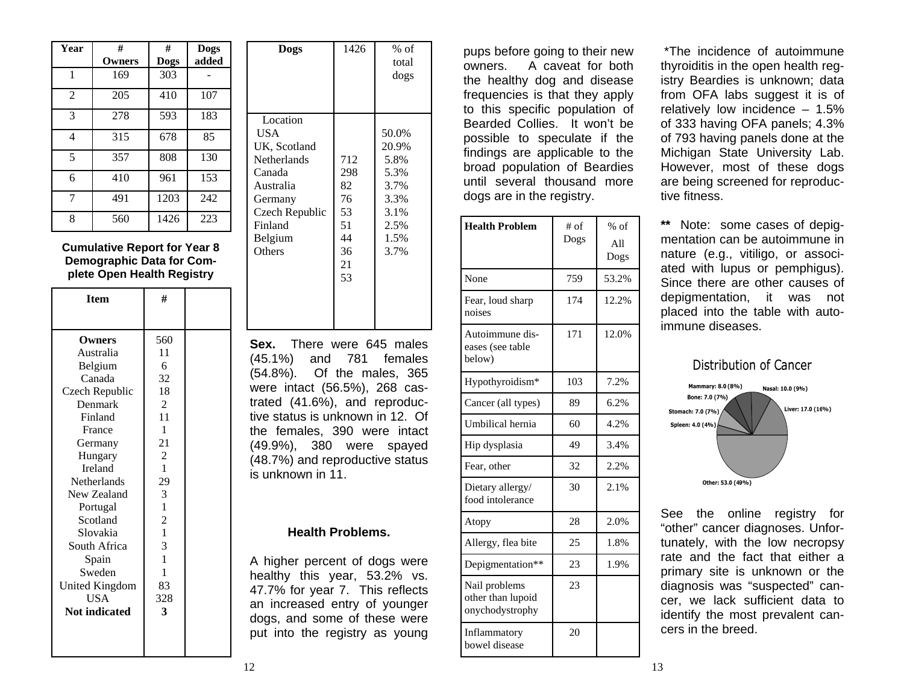| Year | # Owners | # Dogs | Dogs added |
|---|---|---|---|
| 1 | 169 | 303 | - |
| 2 | 205 | 410 | 107 |
| 3 | 278 | 593 | 183 |
| 4 | 315 | 678 | 85 |
| 5 | 357 | 808 | 130 |
| 6 | 410 | 961 | 153 |
| 7 | 491 | 1203 | 242 |
| 8 | 560 | 1426 | 223 |

**Cumulative Report for Year 8 Demographic Data for Complete Open Health Registry**

| Item | # | |
|---|---|---|
| **Owners** | 560 | |
| Australia | 11 | |
| Belgium | 6 | |
| Canada | 32 | |
| Czech Republic | 18 | |
| Denmark | 2 | |
| Finland | 11 | |
| France | 1 | |
| Germany | 21 | |
| Hungary | 2 | |
| Ireland | 1 | |
| Netherlands | 29 | |
| New Zealand | 3 | |
| Portugal | 1 | |
| Scotland | 2 | |
| Slovakia | 1 | |
| South Africa | 3 | |
| Spain | 1 | |
| Sweden | 1 | |
| United Kingdom | 83 | |
| USA | 328 | |
| **Not indicated** | **3** | |

| Dogs | 1426 | % of total dogs |
|---|---|---|
| Location | | |
| USA | 712 | 50.0% |
| UK, Scotland | 298 | 20.9% |
| Netherlands | 82 | 5.8% |
| Canada | 76 | 5.3% |
| Australia | 53 | 3.7% |
| Germany | 51 | 3.3% |
| Czech Republic | 44 | 3.1% |
| Finland | 36 | 2.5% |
| Belgium | 21 | 1.5% |
| Others | 53 | 3.7% |

**Sex.** There were 645 males (45.1%) and 781 females (54.8%). Of the males, 365 were intact (56.5%), 268 castrated (41.6%), and reproductive status is unknown in 12. Of the females, 390 were intact (49.9%), 380 were spayed (48.7%) and reproductive status is unknown in 11.

**Health Problems.**

A higher percent of dogs were healthy this year, 53.2% vs. 47.7% for year 7. This reflects an increased entry of younger dogs, and some of these were put into the registry as young pups before going to their new owners. A caveat for both the healthy dog and disease frequencies is that they apply to this specific population of Bearded Collies. It won't be possible to speculate if the findings are applicable to the broad population of Beardies until several thousand more dogs are in the registry.

| Health Problem | # of Dogs | % of All Dogs |
|---|---|---|
| None | 759 | 53.2% |
| Fear, loud sharp noises | 174 | 12.2% |
| Autoimmune diseases (see table below) | 171 | 12.0% |
| Hypothyroidism* | 103 | 7.2% |
| Cancer (all types) | 89 | 6.2% |
| Umbilical hernia | 60 | 4.2% |
| Hip dysplasia | 49 | 3.4% |
| Fear, other | 32 | 2.2% |
| Dietary allergy/ food intolerance | 30 | 2.1% |
| Atopy | 28 | 2.0% |
| Allergy, flea bite | 25 | 1.8% |
| Depigmentation** | 23 | 1.9% |
| Nail problems other than lupoid onychodystrophy | 23 | |
| Inflammatory bowel disease | 20 | |

*The incidence of autoimmune thyroiditis in the open health registry Beardies is unknown; data from OFA labs suggest it is of relatively low incidence – 1.5% of 333 having OFA panels; 4.3% of 793 having panels done at the Michigan State University Lab. However, most of these dogs are being screened for reproductive fitness.

** Note: some cases of depigmentation can be autoimmune in nature (e.g., vitiligo, or associated with lupus or pemphigus). Since there are other causes of depigmentation, it was not placed into the table with autoimmune diseases.

Distribution of Cancer

Mammary: 8.0 (8%), Nasal: 10.0 (9%), Bone: 7.0 (7%), Liver: 17.0 (16%), Stomach: 7.0 (7%), Spleen: 4.0 (4%), Other: 53.0 (49%)

See the online registry for "other" cancer diagnoses. Unfortunately, with the low necropsy rate and the fact that either a primary site is unknown or the diagnosis was "suspected" cancer, we lack sufficient data to identify the most prevalent cancers in the breed.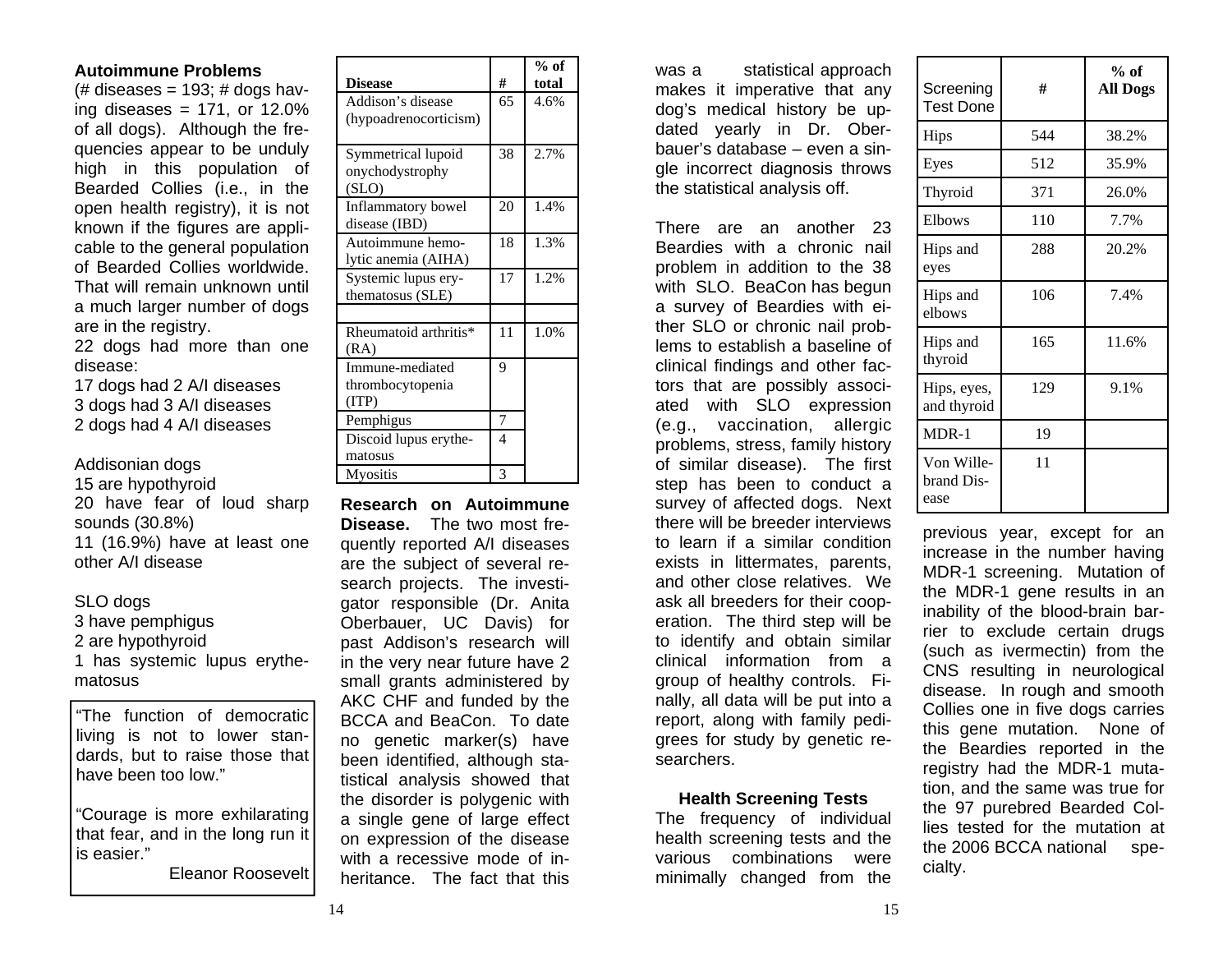**Autoimmune Problems**

(# diseases = 193; # dogs having diseases = 171, or 12.0% of all dogs). Although the frequencies appear to be unduly high in this population of Bearded Collies (i.e., in the open health registry), it is not known if the figures are applicable to the general population of Bearded Collies worldwide. That will remain unknown until a much larger number of dogs are in the registry.

22 dogs had more than one disease:
17 dogs had 2 A/I diseases
3 dogs had 3 A/I diseases
2 dogs had 4 A/I diseases

Addisonian dogs
15 are hypothyroid
20 have fear of loud sharp sounds (30.8%)
11 (16.9%) have at least one other A/I disease

SLO dogs
3 have pemphigus
2 are hypothyroid
1 has systemic lupus erythematosus

> "The function of democratic living is not to lower standards, but to raise those that have been too low."
>
> "Courage is more exhilarating that fear, and in the long run it is easier."
>
> Eleanor Roosevelt

| Disease | # | % of total |
|---|---|---|
| Addison's disease (hypoadrenocorticism) | 65 | 4.6% |
| Symmetrical lupoid onychodystrophy (SLO) | 38 | 2.7% |
| Inflammatory bowel disease (IBD) | 20 | 1.4% |
| Autoimmune hemolytic anemia (AIHA) | 18 | 1.3% |
| Systemic lupus erythematosus (SLE) | 17 | 1.2% |
| | | |
| Rheumatoid arthritis* (RA) | 11 | 1.0% |
| Immune-mediated thrombocytopenia (ITP) | 9 | |
| Pemphigus | 7 | |
| Discoid lupus erythematosus | 4 | |
| Myositis | 3 | |

**Research on Autoimmune Disease.** The two most frequently reported A/I diseases are the subject of several research projects. The investigator responsible (Dr. Anita Oberbauer, UC Davis) for past Addison's research will in the very near future have 2 small grants administered by AKC CHF and funded by the BCCA and BeaCon. To date no genetic marker(s) have been identified, although statistical analysis showed that the disorder is polygenic with a single gene of large effect on expression of the disease with a recessive mode of inheritance. The fact that this was a statistical approach makes it imperative that any dog's medical history be updated yearly in Dr. Oberbauer's database – even a single incorrect diagnosis throws the statistical analysis off.

There are an another 23 Beardies with a chronic nail problem in addition to the 38 with SLO. BeaCon has begun a survey of Beardies with either SLO or chronic nail problems to establish a baseline of clinical findings and other factors that are possibly associated with SLO expression (e.g., vaccination, allergic problems, stress, family history of similar disease). The first step has been to conduct a survey of affected dogs. Next there will be breeder interviews to learn if a similar condition exists in littermates, parents, and other close relatives. We ask all breeders for their cooperation. The third step will be to identify and obtain similar clinical information from a group of healthy controls. Finally, all data will be put into a report, along with family pedigrees for study by genetic researchers.

**Health Screening Tests**

The frequency of individual health screening tests and the various combinations were minimally changed from the previous year, except for an increase in the number having MDR-1 screening. Mutation of the MDR-1 gene results in an inability of the blood-brain barrier to exclude certain drugs (such as ivermectin) from the CNS resulting in neurological disease. In rough and smooth Collies one in five dogs carries this gene mutation. None of the Beardies reported in the registry had the MDR-1 mutation, and the same was true for the 97 purebred Bearded Collies tested for the mutation at the 2006 BCCA national specialty.

| Screening Test Done | # | % of All Dogs |
|---|---|---|
| Hips | 544 | 38.2% |
| Eyes | 512 | 35.9% |
| Thyroid | 371 | 26.0% |
| Elbows | 110 | 7.7% |
| Hips and eyes | 288 | 20.2% |
| Hips and elbows | 106 | 7.4% |
| Hips and thyroid | 165 | 11.6% |
| Hips, eyes, and thyroid | 129 | 9.1% |
| MDR-1 | 19 | |
| Von Willebrand Disease | 11 | |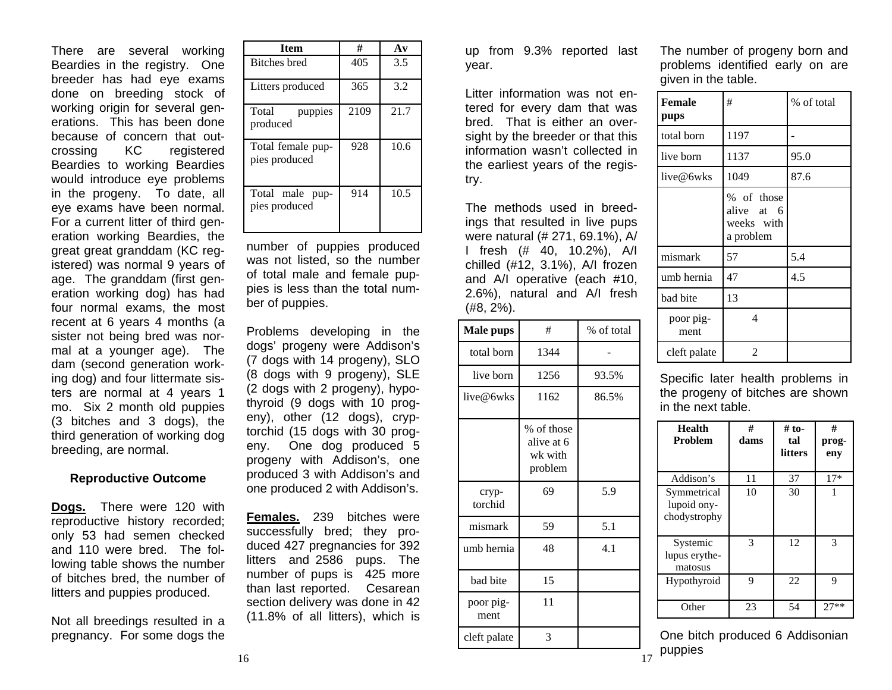There are several working Beardies in the registry. One breeder has had eye exams done on breeding stock of working origin for several generations. This has been done because of concern that outcrossing KC registered Beardies to working Beardies would introduce eye problems in the progeny. To date, all eye exams have been normal. For a current litter of third generation working Beardies, the great great granddam (KC registered) was normal 9 years of age. The granddam (first generation working dog) has had four normal exams, the most recent at 6 years 4 months (a sister not being bred was normal at a younger age). The dam (second generation working dog) and four littermate sisters are normal at 4 years 1 mo. Six 2 month old puppies (3 bitches and 3 dogs), the third generation of working dog breeding, are normal.

#### Reproductive Outcome

**Dogs.** There were 120 with reproductive history recorded; only 53 had semen checked and 110 were bred. The following table shows the number of bitches bred, the number of litters and puppies produced.

Not all breedings resulted in a pregnancy. For some dogs the

| Item | # | Av |
|---|---|---|
| Bitches bred | 405 | 3.5 |
| Litters produced | 365 | 3.2 |
| Total puppies produced | 2109 | 21.7 |
| Total female puppies produced | 928 | 10.6 |
| Total male puppies produced | 914 | 10.5 |

number of puppies produced was not listed, so the number of total male and female puppies is less than the total number of puppies.

Problems developing in the dogs' progeny were Addison's (7 dogs with 14 progeny), SLO (8 dogs with 9 progeny), SLE (2 dogs with 2 progeny), hypothyroid (9 dogs with 10 progeny), other (12 dogs), cryptorchid (15 dogs with 30 progeny. One dog produced 5 progeny with Addison's, one produced 3 with Addison's and one produced 2 with Addison's.

**Females.** 239 bitches were successfully bred; they produced 427 pregnancies for 392 litters and 2586 pups. The number of pups is 425 more than last reported. Cesarean section delivery was done in 42 (11.8% of all litters), which is up from 9.3% reported last year.

Litter information was not entered for every dam that was bred. That is either an oversight by the breeder or that this information wasn't collected in the earliest years of the registry.

The methods used in breedings that resulted in live pups were natural (# 271, 69.1%), A/I fresh (# 40, 10.2%), A/I chilled (#12, 3.1%), A/I frozen and A/I operative (each #10, 2.6%), natural and A/I fresh (#8, 2%).

| Male pups | # | % of total |
|---|---|---|
| total born | 1344 | - |
| live born | 1256 | 93.5% |
| live@6wks | 1162 | 86.5% |
| | % of those alive at 6 wk with problem | |
| cryptorchid | 69 | 5.9 |
| mismark | 59 | 5.1 |
| umb hernia | 48 | 4.1 |
| bad bite | 15 | |
| poor pigment | 11 | |
| cleft palate | 3 | |

The number of progeny born and problems identified early on are given in the table.

| Female pups | # | % of total |
|---|---|---|
| total born | 1197 | - |
| live born | 1137 | 95.0 |
| live@6wks | 1049 | 87.6 |
| | % of those alive at 6 weeks with a problem | |
| mismark | 57 | 5.4 |
| umb hernia | 47 | 4.5 |
| bad bite | 13 | |
| poor pigment | 4 | |
| cleft palate | 2 | |

Specific later health problems in the progeny of bitches are shown in the next table.

| Health Problem | # dams | # total litters | # progeny |
|---|---|---|---|
| Addison's | 11 | 37 | 17* |
| Symmetrical lupoid onychodystrophy | 10 | 30 | 1 |
| Systemic lupus erythematosus | 3 | 12 | 3 |
| Hypothyroid | 9 | 22 | 9 |
| Other | 23 | 54 | 27** |

One bitch produced 6 Addisonian puppies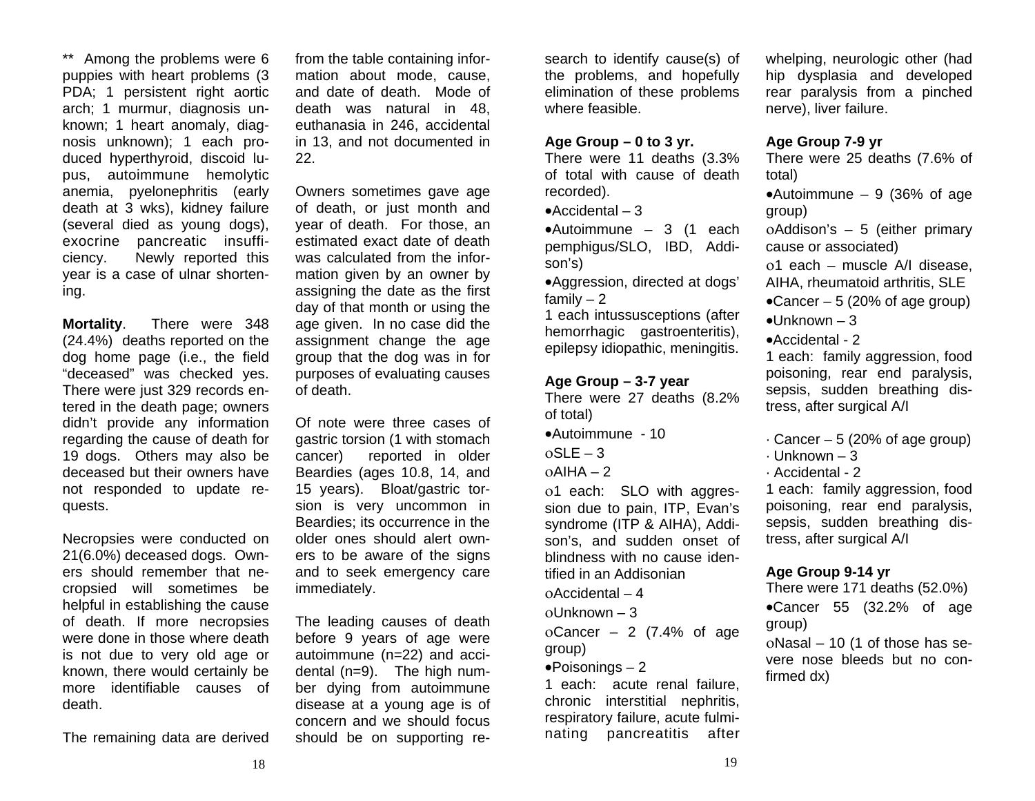** Among the problems were 6 puppies with heart problems (3 PDA; 1 persistent right aortic arch; 1 murmur, diagnosis unknown; 1 heart anomaly, diagnosis unknown); 1 each produced hyperthyroid, discoid lupus, autoimmune hemolytic anemia, pyelonephritis (early death at 3 wks), kidney failure (several died as young dogs), exocrine pancreatic insufficiency. Newly reported this year is a case of ulnar shortening.

**Mortality**. There were 348 (24.4%) deaths reported on the dog home page (i.e., the field "deceased" was checked yes. There were just 329 records entered in the death page; owners didn't provide any information regarding the cause of death for 19 dogs. Others may also be deceased but their owners have not responded to update requests.

Necropsies were conducted on 21(6.0%) deceased dogs. Owners should remember that necropsied will sometimes be helpful in establishing the cause of death. If more necropsies were done in those where death is not due to very old age or known, there would certainly be more identifiable causes of death.

The remaining data are derived from the table containing information about mode, cause, and date of death. Mode of death was natural in 48, euthanasia in 246, accidental in 13, and not documented in 22.

Owners sometimes gave age of death, or just month and year of death. For those, an estimated exact date of death was calculated from the information given by an owner by assigning the date as the first day of that month or using the age given. In no case did the assignment change the age group that the dog was in for purposes of evaluating causes of death.

Of note were three cases of gastric torsion (1 with stomach cancer) reported in older Beardies (ages 10.8, 14, and 15 years). Bloat/gastric torsion is very uncommon in Beardies; its occurrence in the older ones should alert owners to be aware of the signs and to seek emergency care immediately.

The leading causes of death before 9 years of age were autoimmune (n=22) and accidental (n=9). The high number dying from autoimmune disease at a young age is of concern and we should focus should be on supporting research to identify cause(s) of the problems, and hopefully elimination of these problems where feasible.

**Age Group – 0 to 3 yr.**
There were 11 deaths (3.3% of total with cause of death recorded).

- Accidental – 3
- Autoimmune – 3 (1 each pemphigus/SLO, IBD, Addison's)
- Aggression, directed at dogs' family – 2

1 each intussusceptions (after hemorrhagic gastroenteritis), epilepsy idiopathic, meningitis.

**Age Group – 3-7 year**
There were 27 deaths (8.2% of total)

- Autoimmune - 10
  - SLE – 3
  - AIHA – 2
  - 1 each: SLO with aggression due to pain, ITP, Evan's syndrome (ITP & AIHA), Addison's, and sudden onset of blindness with no cause identified in an Addisonian
  - Accidental – 4
  - Unknown – 3
  - Cancer – 2 (7.4% of age group)
- Poisonings – 2

1 each: acute renal failure, chronic interstitial nephritis, respiratory failure, acute fulminating pancreatitis after whelping, neurologic other (had hip dysplasia and developed rear paralysis from a pinched nerve), liver failure.

**Age Group 7-9 yr**
There were 25 deaths (7.6% of total)

- Autoimmune – 9 (36% of age group)
  - Addison's – 5 (either primary cause or associated)
  - 1 each – muscle A/I disease, AIHA, rheumatoid arthritis, SLE
- Cancer – 5 (20% of age group)
- Unknown – 3
- Accidental - 2

1 each: family aggression, food poisoning, rear end paralysis, sepsis, sudden breathing distress, after surgical A/I

- Cancer – 5 (20% of age group)
- Unknown – 3
- Accidental - 2

1 each: family aggression, food poisoning, rear end paralysis, sepsis, sudden breathing distress, after surgical A/I

**Age Group 9-14 yr**
There were 171 deaths (52.0%)

- Cancer 55 (32.2% of age group)
  - Nasal – 10 (1 of those has severe nose bleeds but no confirmed dx)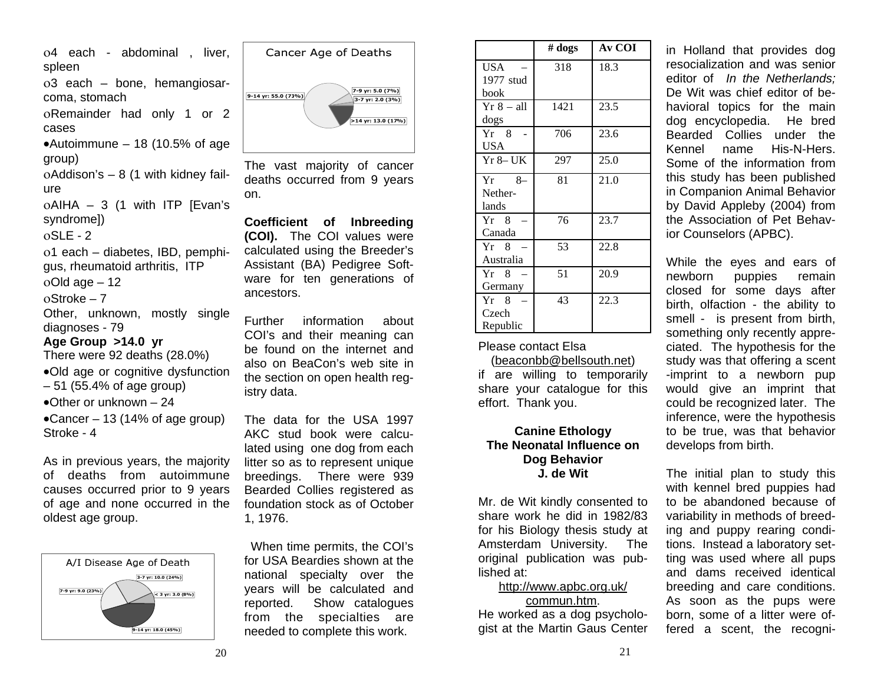- 4 each - abdominal , liver, spleen
- 3 each – bone, hemangiosarcoma, stomach
- Remainder had only 1 or 2 cases

- Autoimmune – 18 (10.5% of age group)
  - Addison's – 8 (1 with kidney failure
  - AIHA – 3 (1 with ITP [Evan's syndrome])
  - SLE - 2
  - 1 each – diabetes, IBD, pemphigus, rheumatoid arthritis, ITP
  - Old age – 12
  - Stroke – 7

Other, unknown, mostly single diagnoses - 79

**Age Group >14.0 yr**

There were 92 deaths (28.0%)

- Old age or cognitive dysfunction – 51 (55.4% of age group)
- Other or unknown – 24
- Cancer – 13 (14% of age group)

Stroke - 4

As in previous years, the majority of deaths from autoimmune causes occurred prior to 9 years of age and none occurred in the oldest age group.

A/I Disease Age of Death

- 3-7 yr: 10.0 (24%)
- < 3 yr: 3.0 (8%)
- 9-14 yr: 18.0 (45%)
- 7-9 yr: 9.0 (23%)

Cancer Age of Deaths

- 9-14 yr: 55.0 (73%)
- 7-9 yr: 5.0 (7%)
- 3-7 yr: 2.0 (3%)
- >14 yr: 13.0 (17%)

The vast majority of cancer deaths occurred from 9 years on.

**Coefficient of Inbreeding (COI).** The COI values were calculated using the Breeder's Assistant (BA) Pedigree Software for ten generations of ancestors.

Further information about COI's and their meaning can be found on the internet and also on BeaCon's web site in the section on open health registry data.

The data for the USA 1997 AKC stud book were calculated using one dog from each litter so as to represent unique breedings. There were 939 Bearded Collies registered as foundation stock as of October 1, 1976.

When time permits, the COI's for USA Beardies shown at the national specialty over the years will be calculated and reported. Show catalogues from the specialties are needed to complete this work.

| | # dogs | Av COI |
|---|---|---|
| USA – 1977 stud book | 318 | 18.3 |
| Yr 8 – all dogs | 1421 | 23.5 |
| Yr 8 - USA | 706 | 23.6 |
| Yr 8– UK | 297 | 25.0 |
| Yr 8– Netherlands | 81 | 21.0 |
| Yr 8 – Canada | 76 | 23.7 |
| Yr 8 – Australia | 53 | 22.8 |
| Yr 8 – Germany | 51 | 20.9 |
| Yr 8 – Czech Republic | 43 | 22.3 |

Please contact Elsa (beaconbb@bellsouth.net) if are willing to temporarily share your catalogue for this effort. Thank you.

## Canine Ethology
## The Neonatal Influence on Dog Behavior
### J. de Wit

Mr. de Wit kindly consented to share work he did in 1982/83 for his Biology thesis study at Amsterdam University. The original publication was published at:

http://www.apbc.org.uk/commun.htm.

He worked as a dog psychologist at the Martin Gaus Center in Holland that provides dog resocialization and was senior editor of *In the Netherlands;* De Wit was chief editor of behavioral topics for the main dog encyclopedia. He bred Bearded Collies under the Kennel name His-N-Hers. Some of the information from this study has been published in Companion Animal Behavior by David Appleby (2004) from the Association of Pet Behavior Counselors (APBC).

While the eyes and ears of newborn puppies remain closed for some days after birth, olfaction - the ability to smell - is present from birth, something only recently appreciated. The hypothesis for the study was that offering a scent -imprint to a newborn pup would give an imprint that could be recognized later. The inference, were the hypothesis to be true, was that behavior develops from birth.

The initial plan to study this with kennel bred puppies had to be abandoned because of variability in methods of breeding and puppy rearing conditions. Instead a laboratory setting was used where all pups and dams received identical breeding and care conditions. As soon as the pups were born, some of a litter were offered a scent, the recogni-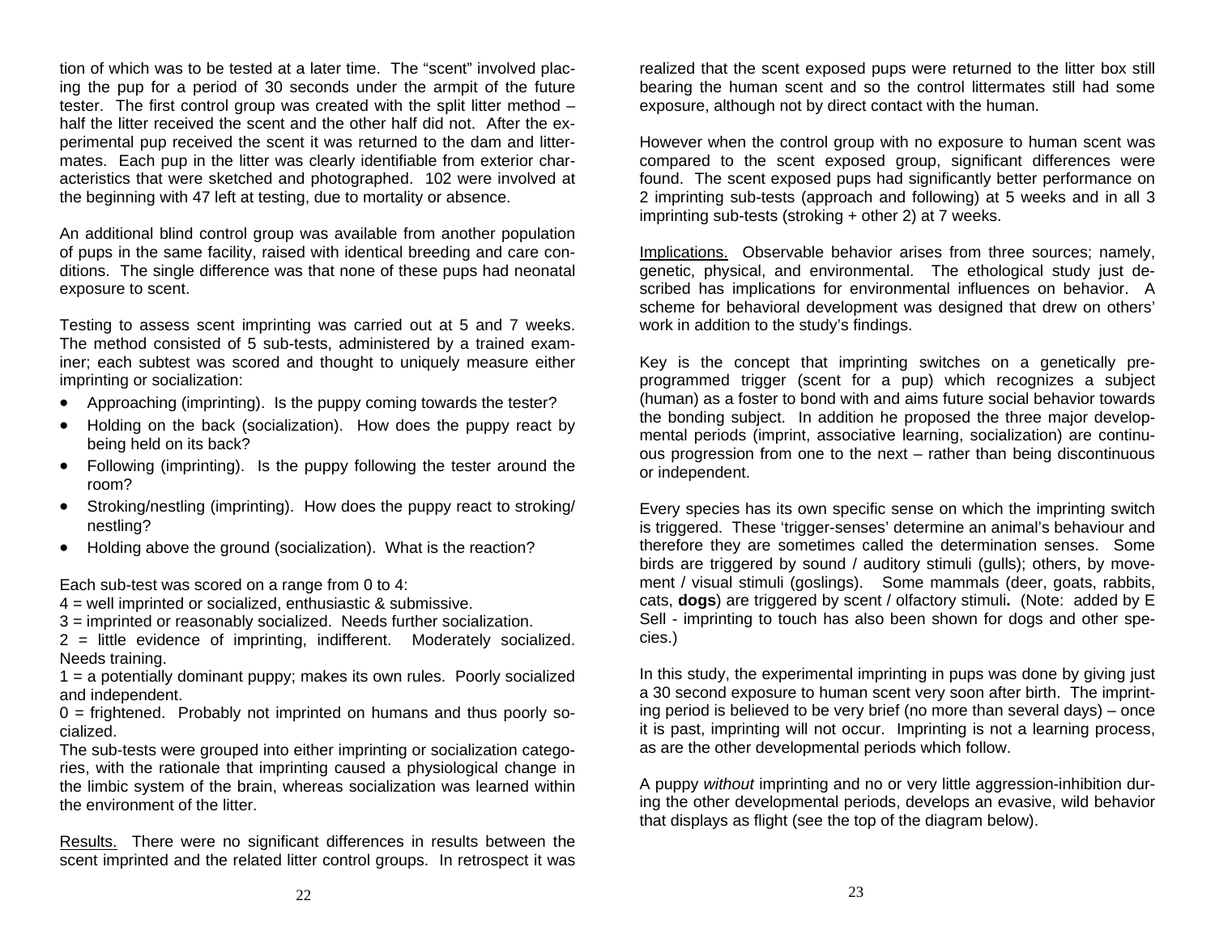tion of which was to be tested at a later time. The "scent" involved placing the pup for a period of 30 seconds under the armpit of the future tester. The first control group was created with the split litter method – half the litter received the scent and the other half did not. After the experimental pup received the scent it was returned to the dam and littermates. Each pup in the litter was clearly identifiable from exterior characteristics that were sketched and photographed. 102 were involved at the beginning with 47 left at testing, due to mortality or absence.

An additional blind control group was available from another population of pups in the same facility, raised with identical breeding and care conditions. The single difference was that none of these pups had neonatal exposure to scent.

Testing to assess scent imprinting was carried out at 5 and 7 weeks. The method consisted of 5 sub-tests, administered by a trained examiner; each subtest was scored and thought to uniquely measure either imprinting or socialization:

- Approaching (imprinting). Is the puppy coming towards the tester?
- Holding on the back (socialization). How does the puppy react by being held on its back?
- Following (imprinting). Is the puppy following the tester around the room?
- Stroking/nestling (imprinting). How does the puppy react to stroking/ nestling?
- Holding above the ground (socialization). What is the reaction?

Each sub-test was scored on a range from 0 to 4:
4 = well imprinted or socialized, enthusiastic & submissive.
3 = imprinted or reasonably socialized. Needs further socialization.
2 = little evidence of imprinting, indifferent. Moderately socialized. Needs training.
1 = a potentially dominant puppy; makes its own rules. Poorly socialized and independent.
0 = frightened. Probably not imprinted on humans and thus poorly socialized.
The sub-tests were grouped into either imprinting or socialization categories, with the rationale that imprinting caused a physiological change in the limbic system of the brain, whereas socialization was learned within the environment of the litter.

Results. There were no significant differences in results between the scent imprinted and the related litter control groups. In retrospect it was realized that the scent exposed pups were returned to the litter box still bearing the human scent and so the control littermates still had some exposure, although not by direct contact with the human.

However when the control group with no exposure to human scent was compared to the scent exposed group, significant differences were found. The scent exposed pups had significantly better performance on 2 imprinting sub-tests (approach and following) at 5 weeks and in all 3 imprinting sub-tests (stroking + other 2) at 7 weeks.

Implications. Observable behavior arises from three sources; namely, genetic, physical, and environmental. The ethological study just described has implications for environmental influences on behavior. A scheme for behavioral development was designed that drew on others' work in addition to the study's findings.

Key is the concept that imprinting switches on a genetically pre-programmed trigger (scent for a pup) which recognizes a subject (human) as a foster to bond with and aims future social behavior towards the bonding subject. In addition he proposed the three major developmental periods (imprint, associative learning, socialization) are continuous progression from one to the next – rather than being discontinuous or independent.

Every species has its own specific sense on which the imprinting switch is triggered. These 'trigger-senses' determine an animal's behaviour and therefore they are sometimes called the determination senses. Some birds are triggered by sound / auditory stimuli (gulls); others, by movement / visual stimuli (goslings). Some mammals (deer, goats, rabbits, cats, **dogs**) are triggered by scent / olfactory stimuli**.** (Note: added by E Sell - imprinting to touch has also been shown for dogs and other species.)

In this study, the experimental imprinting in pups was done by giving just a 30 second exposure to human scent very soon after birth. The imprinting period is believed to be very brief (no more than several days) – once it is past, imprinting will not occur. Imprinting is not a learning process, as are the other developmental periods which follow.

A puppy *without* imprinting and no or very little aggression-inhibition during the other developmental periods, develops an evasive, wild behavior that displays as flight (see the top of the diagram below).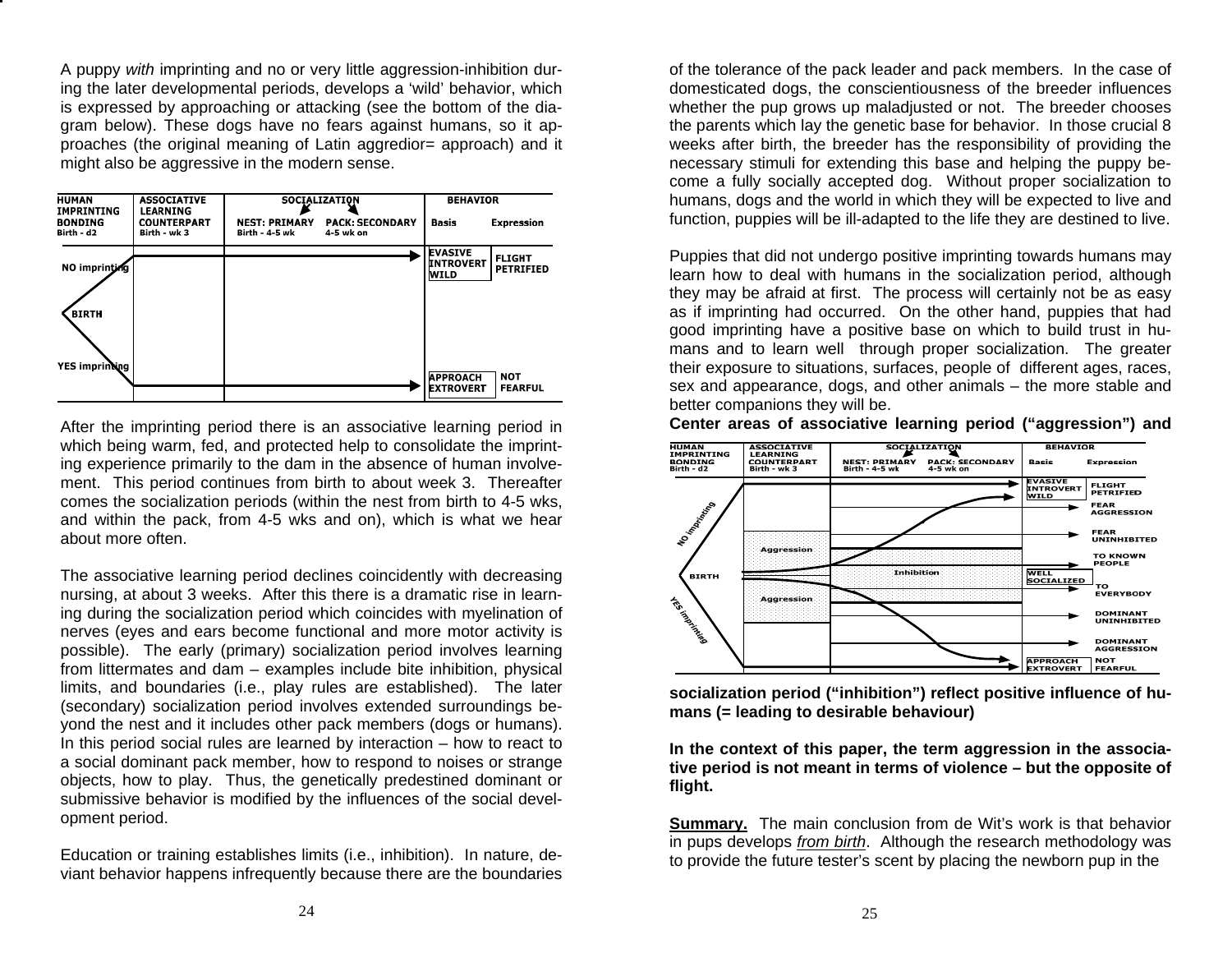A puppy *with* imprinting and no or very little aggression-inhibition during the later developmental periods, develops a 'wild' behavior, which is expressed by approaching or attacking (see the bottom of the diagram below). These dogs have no fears against humans, so it approaches (the original meaning of Latin aggredior= approach) and it might also be aggressive in the modern sense.

| HUMAN IMPRINTING BONDING Birth - d2 | ASSOCIATIVE LEARNING COUNTERPART Birth - wk 3 | SOCIALIZATION: NEST: PRIMARY Birth - 4-5 wk / PACK: SECONDARY 4-5 wk on | BEHAVIOR: Basis | BEHAVIOR: Expression |
|---|---|---|---|---|
| NO imprinting | | | EVASIVE INTROVERT WILD | FLIGHT PETRIFIED |
| BIRTH | | | | |
| YES imprinting | | | APPROACH EXTROVERT | NOT FEARFUL |

After the imprinting period there is an associative learning period in which being warm, fed, and protected help to consolidate the imprinting experience primarily to the dam in the absence of human involvement. This period continues from birth to about week 3. Thereafter comes the socialization periods (within the nest from birth to 4-5 wks, and within the pack, from 4-5 wks and on), which is what we hear about more often.

The associative learning period declines coincidently with decreasing nursing, at about 3 weeks. After this there is a dramatic rise in learning during the socialization period which coincides with myelination of nerves (eyes and ears become functional and more motor activity is possible). The early (primary) socialization period involves learning from littermates and dam – examples include bite inhibition, physical limits, and boundaries (i.e., play rules are established). The later (secondary) socialization period involves extended surroundings beyond the nest and it includes other pack members (dogs or humans). In this period social rules are learned by interaction – how to react to a social dominant pack member, how to respond to noises or strange objects, how to play. Thus, the genetically predestined dominant or submissive behavior is modified by the influences of the social development period.

Education or training establishes limits (i.e., inhibition). In nature, deviant behavior happens infrequently because there are the boundaries of the tolerance of the pack leader and pack members. In the case of domesticated dogs, the conscientiousness of the breeder influences whether the pup grows up maladjusted or not. The breeder chooses the parents which lay the genetic base for behavior. In those crucial 8 weeks after birth, the breeder has the responsibility of providing the necessary stimuli for extending this base and helping the puppy become a fully socially accepted dog. Without proper socialization to humans, dogs and the world in which they will be expected to live and function, puppies will be ill-adapted to the life they are destined to live.

Puppies that did not undergo positive imprinting towards humans may learn how to deal with humans in the socialization period, although they may be afraid at first. The process will certainly not be as easy as if imprinting had occurred. On the other hand, puppies that had good imprinting have a positive base on which to build trust in humans and to learn well through proper socialization. The greater their exposure to situations, surfaces, people of different ages, races, sex and appearance, dogs, and other animals – the more stable and better companions they will be.

**Center areas of associative learning period ("aggression") and**

| HUMAN IMPRINTING BONDING Birth - d2 | ASSOCIATIVE LEARNING COUNTERPART Birth - wk 3 | SOCIALIZATION: NEST: PRIMARY Birth - 4-5 wk / PACK: SECONDARY 4-5 wk on | BEHAVIOR: Basis | BEHAVIOR: Expression |
|---|---|---|---|---|
| NO imprinting | | | EVASIVE INTROVERT WILD | FLIGHT PETRIFIED |
| | | | | FEAR AGGRESSION |
| | Aggression | | | FEAR UNINHIBITED |
| | | | | TO KNOWN PEOPLE |
| BIRTH | | Inhibition | WELL SOCIALIZED | TO EVERYBODY |
| | Aggression | | | DOMINANT UNINHIBITED |
| | | | | DOMINANT AGGRESSION |
| YES imprinting | | | APPROACH EXTROVERT | NOT FEARFUL |

**socialization period ("inhibition") reflect positive influence of humans (= leading to desirable behaviour)**

**In the context of this paper, the term aggression in the associative period is not meant in terms of violence – but the opposite of flight.**

**Summary.** The main conclusion from de Wit's work is that behavior in pups develops *from birth*. Although the research methodology was to provide the future tester's scent by placing the newborn pup in the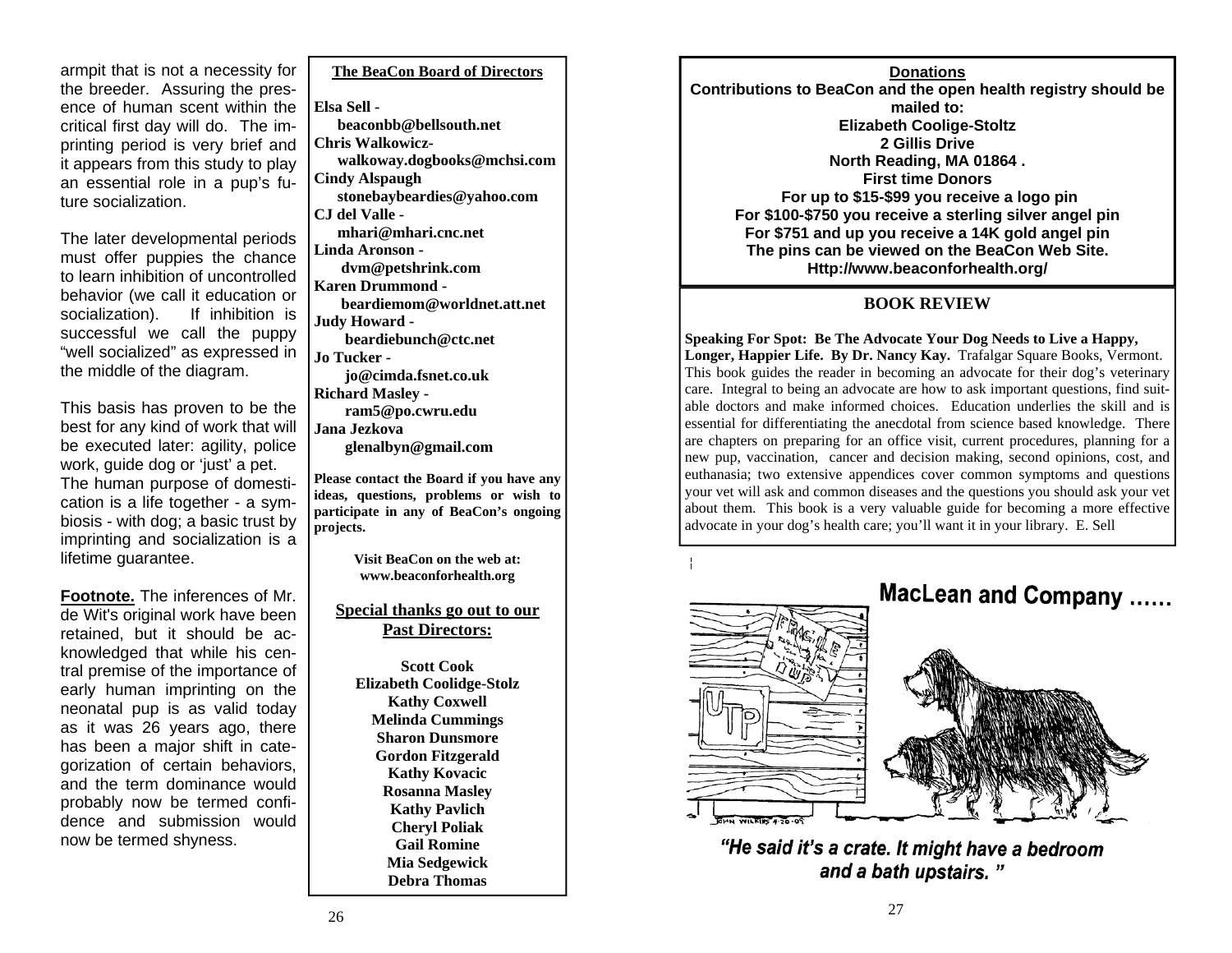armpit that is not a necessity for the breeder. Assuring the presence of human scent within the critical first day will do. The imprinting period is very brief and it appears from this study to play an essential role in a pup's future socialization.

The later developmental periods must offer puppies the chance to learn inhibition of uncontrolled behavior (we call it education or socialization). If inhibition is successful we call the puppy "well socialized" as expressed in the middle of the diagram.

This basis has proven to be the best for any kind of work that will be executed later: agility, police work, guide dog or 'just' a pet. The human purpose of domestication is a life together - a symbiosis - with dog; a basic trust by imprinting and socialization is a lifetime guarantee.

**Footnote.** The inferences of Mr. de Wit's original work have been retained, but it should be acknowledged that while his central premise of the importance of early human imprinting on the neonatal pup is as valid today as it was 26 years ago, there has been a major shift in categorization of certain behaviors, and the term dominance would probably now be termed confidence and submission would now be termed shyness.

**The BeaCon Board of Directors**

**Elsa Sell** - beaconbb@bellsouth.net
**Chris Walkowicz**- walkoway.dogbooks@mchsi.com
**Cindy Alspaugh** stonebaybeardies@yahoo.com
**CJ del Valle** - mhari@mhari.cnc.net
**Linda Aronson** - dvm@petshrink.com
**Karen Drummond** - beardiemom@worldnet.att.net
**Judy Howard** - beardiebunch@ctc.net
**Jo Tucker** - jo@cimda.fsnet.co.uk
**Richard Masley** - ram5@po.cwru.edu
**Jana Jezkova** glenalbyn@gmail.com

**Please contact the Board if you have any ideas, questions, problems or wish to participate in any of BeaCon's ongoing projects.**

**Visit BeaCon on the web at: www.beaconforhealth.org**

**Special thanks go out to our Past Directors:**

**Scott Cook**
**Elizabeth Coolidge-Stolz**
**Kathy Coxwell**
**Melinda Cummings**
**Sharon Dunsmore**
**Gordon Fitzgerald**
**Kathy Kovacic**
**Rosanna Masley**
**Kathy Pavlich**
**Cheryl Poliak**
**Gail Romine**
**Mia Sedgewick**
**Debra Thomas**

**Donations**

**Contributions to BeaCon and the open health registry should be mailed to:**
**Elizabeth Coolige-Stoltz**
**2 Gillis Drive**
**North Reading, MA 01864 .**
**First time Donors**
**For up to $15-$99 you receive a logo pin**
**For $100-$750 you receive a sterling silver angel pin**
**For $751 and up you receive a 14K gold angel pin**
**The pins can be viewed on the BeaCon Web Site.**
**Http://www.beaconforhealth.org/**

## BOOK REVIEW

**Speaking For Spot: Be The Advocate Your Dog Needs to Live a Happy, Longer, Happier Life. By Dr. Nancy Kay.** Trafalgar Square Books, Vermont. This book guides the reader in becoming an advocate for their dog's veterinary care. Integral to being an advocate are how to ask important questions, find suitable doctors and make informed choices. Education underlies the skill and is essential for differentiating the anecdotal from science based knowledge. There are chapters on preparing for an office visit, current procedures, planning for a new pup, vaccination, cancer and decision making, second opinions, cost, and euthanasia; two extensive appendices cover common symptoms and questions your vet will ask and common diseases and the questions you should ask your vet about them. This book is a very valuable guide for becoming a more effective advocate in your dog's health care; you'll want it in your library. E. Sell

**MacLean and Company ……**

***"He said it's a crate. It might have a bedroom and a bath upstairs."***